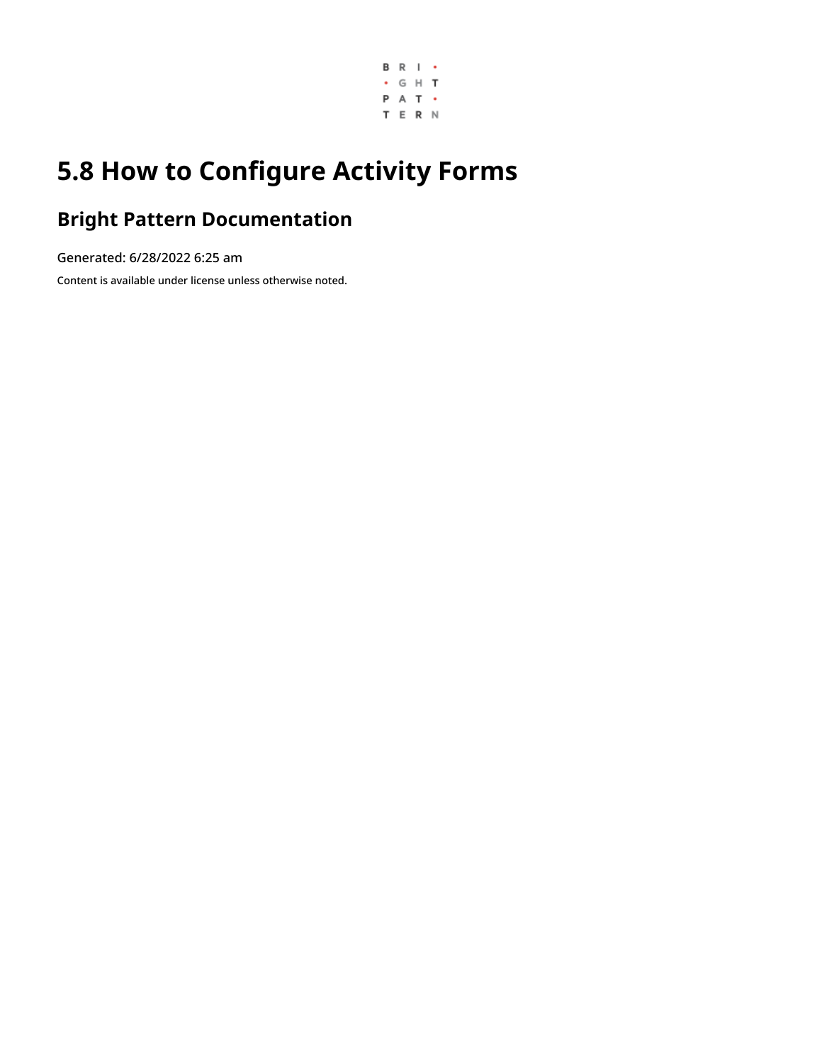# 5.8 How to Configure Activity Forms

## Bright Pattern Documentation

Generated: 6/28/2022 6:25 am

Content is available under license unless otherwise noted.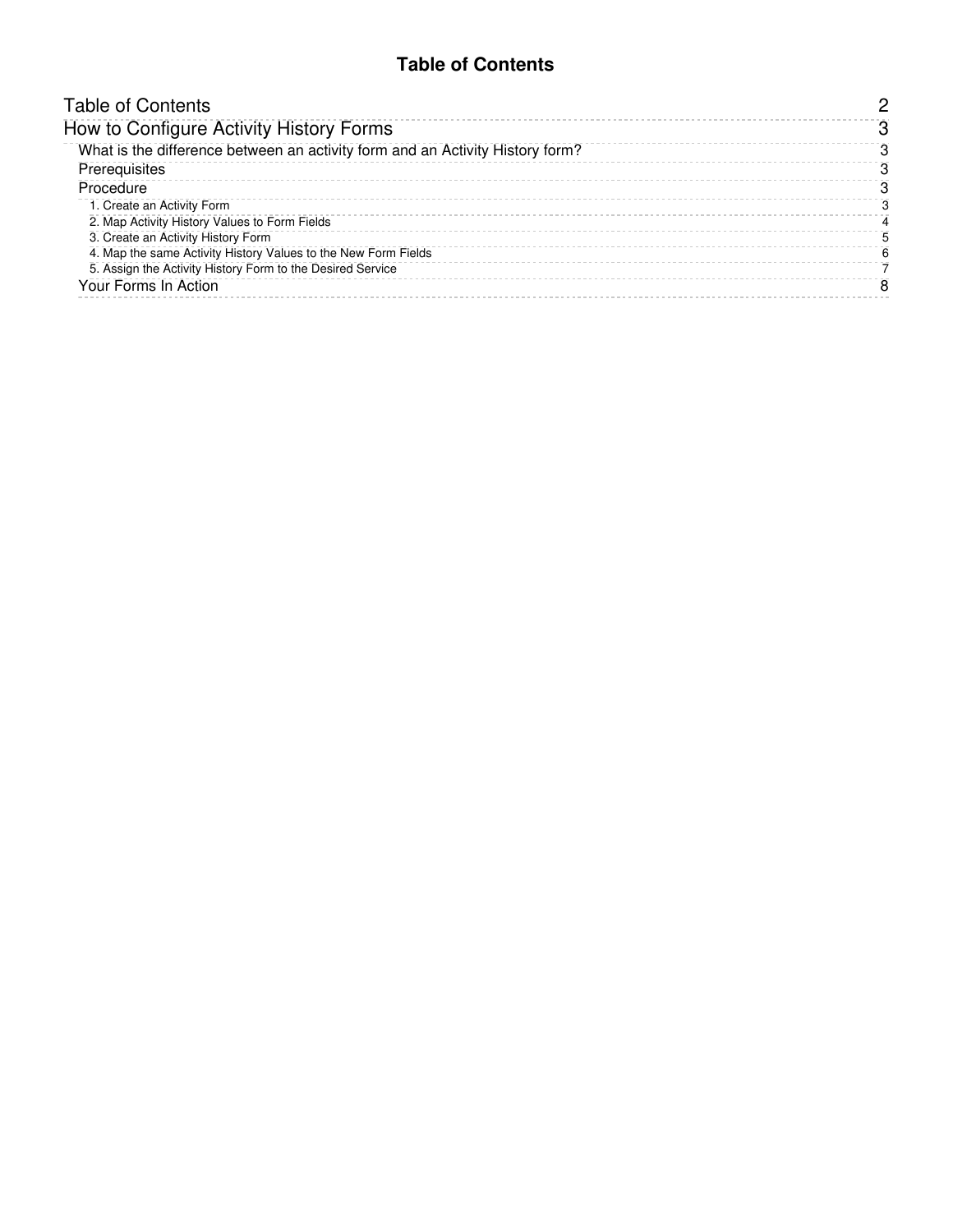# Table of Contents

- Table of Contents 2
- How to Configure Activity History Forms 3
  - What is the difference between an activity form and an Activity History form? 3
  - Prerequisites 3
  - Procedure 3
    - 1. Create an Activity Form 3
    - 2. Map Activity History Values to Form Fields 4
    - 3. Create an Activity History Form 5
    - 4. Map the same Activity History Values to the New Form Fields 6
    - 5. Assign the Activity History Form to the Desired Service 7
  - Your Forms In Action 8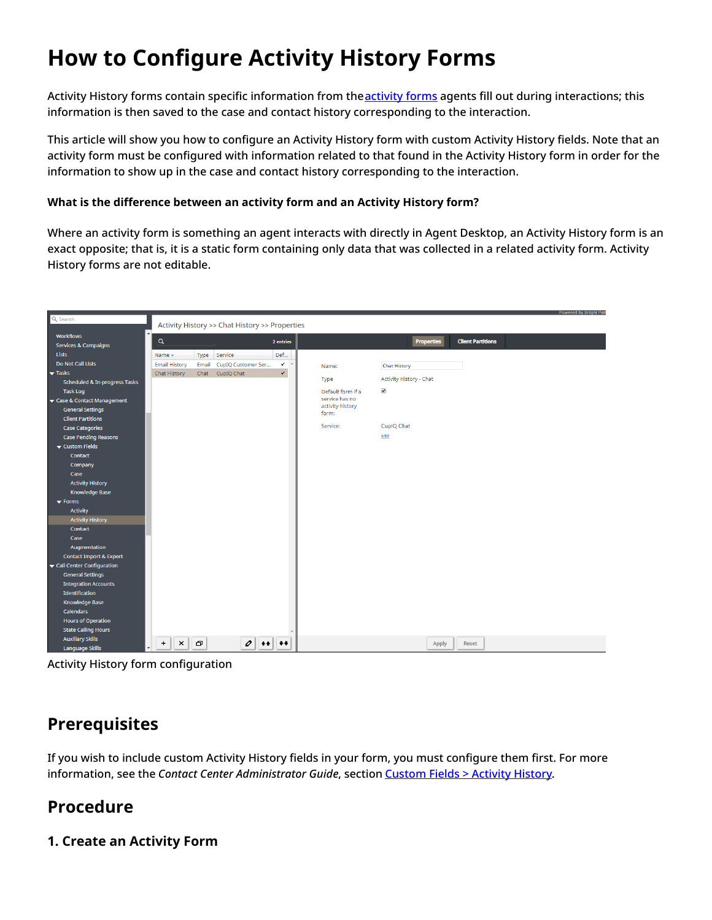# How to Configure Activity History Forms

Activity History forms contain specific information from the [activity forms](activity forms) agents fill out during interactions; this information is then saved to the case and contact history corresponding to the interaction.

This article will show you how to configure an Activity History form with custom Activity History fields. Note that an activity form must be configured with information related to that found in the Activity History form in order for the information to show up in the case and contact history corresponding to the interaction.

**What is the difference between an activity form and an Activity History form?**

Where an activity form is something an agent interacts with directly in Agent Desktop, an Activity History form is an exact opposite; that is, it is a static form containing only data that was collected in a related activity form. Activity History forms are not editable.

Activity History form configuration

## Prerequisites

If you wish to include custom Activity History fields in your form, you must configure them first. For more information, see the *Contact Center Administrator Guide*, section [Custom Fields > Activity History](Custom Fields > Activity History).

## Procedure

### 1. Create an Activity Form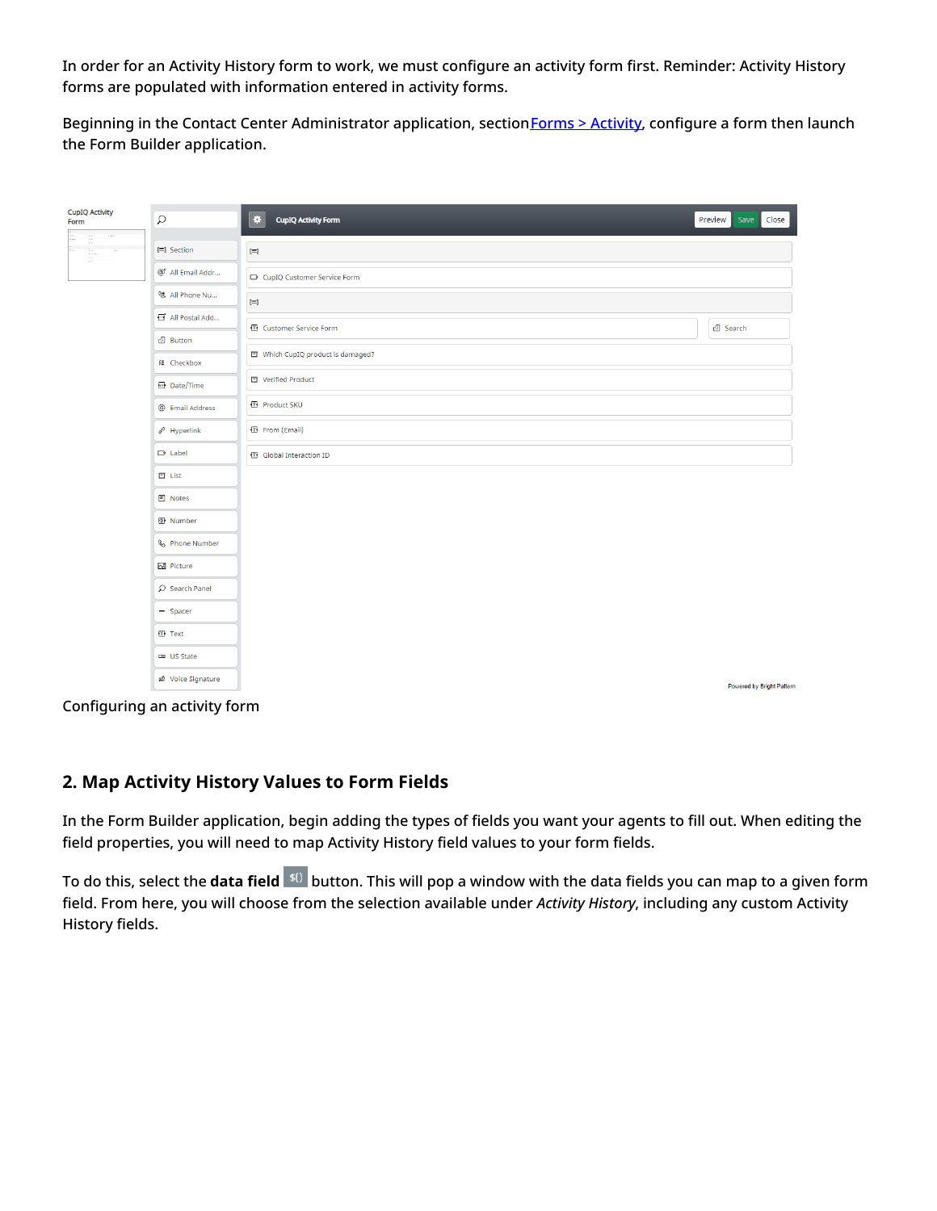In order for an Activity History form to work, we must configure an activity form first. Reminder: Activity History forms are populated with information entered in activity forms.

Beginning in the Contact Center Administrator application, section [Forms > Activity](), configure a form then launch the Form Builder application.

Configuring an activity form

## 2. Map Activity History Values to Form Fields

In the Form Builder application, begin adding the types of fields you want your agents to fill out. When editing the field properties, you will need to map Activity History field values to your form fields.

To do this, select the **data field** $() button. This will pop a window with the data fields you can map to a given form field. From here, you will choose from the selection available under *Activity History*, including any custom Activity History fields.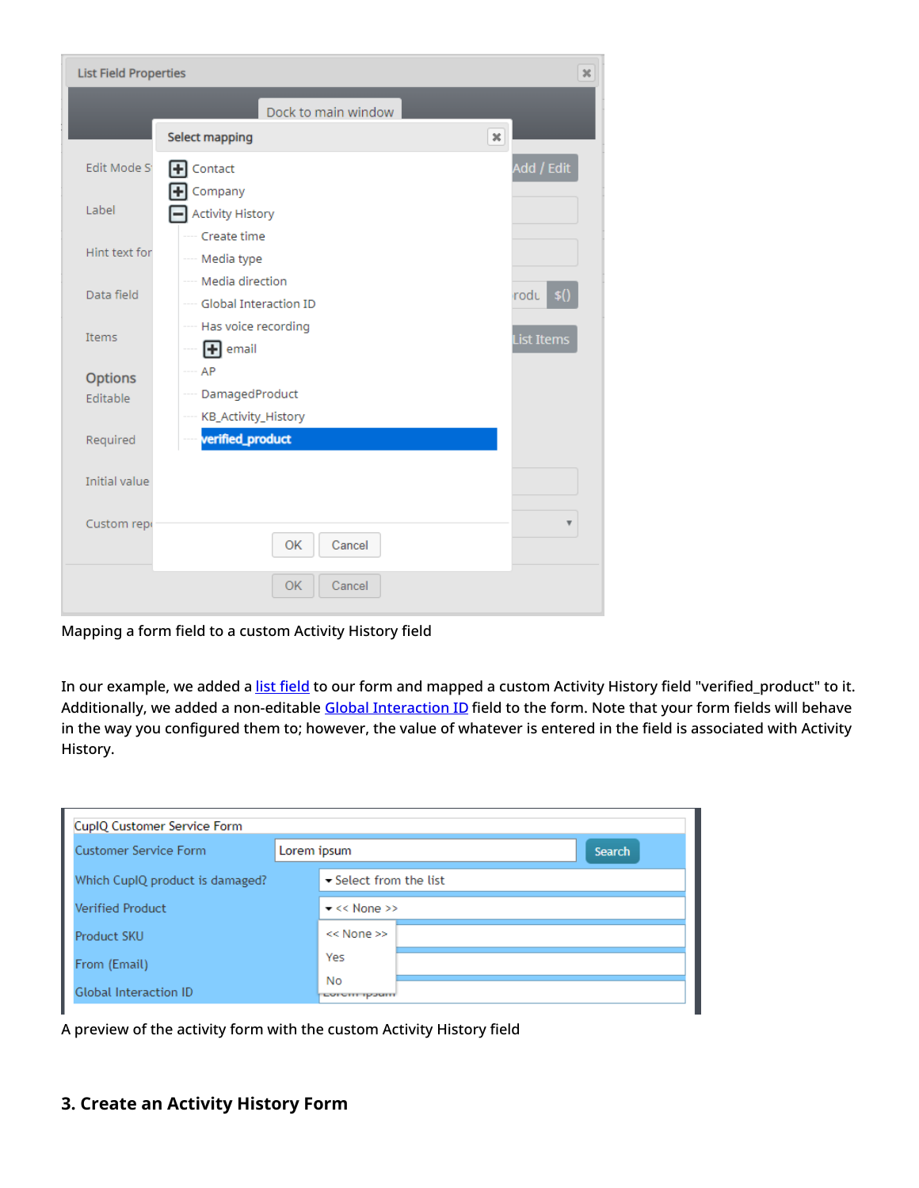Mapping a form field to a custom Activity History field

In our example, we added a list field to our form and mapped a custom Activity History field "verified_product" to it. Additionally, we added a non-editable Global Interaction ID field to the form. Note that your form fields will behave in the way you configured them to; however, the value of whatever is entered in the field is associated with Activity History.

A preview of the activity form with the custom Activity History field

### 3. Create an Activity History Form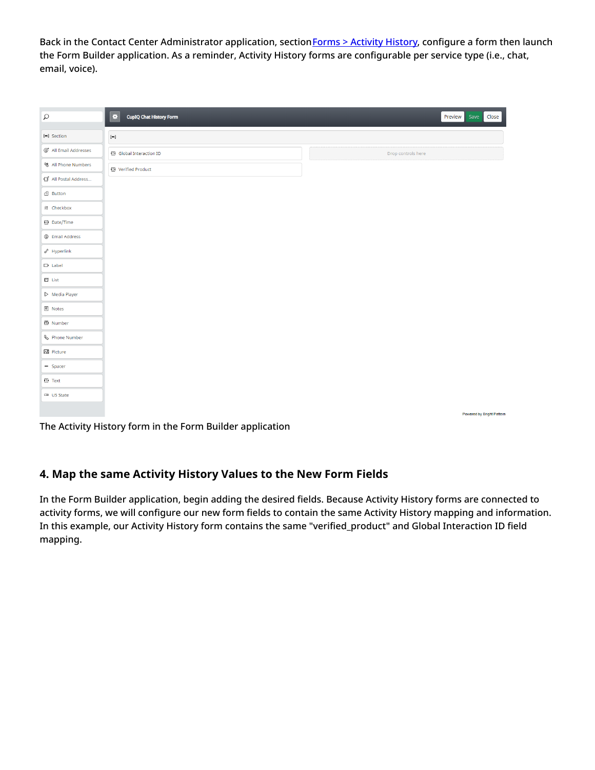Back in the Contact Center Administrator application, section [Forms > Activity History](), configure a form then launch the Form Builder application. As a reminder, Activity History forms are configurable per service type (i.e., chat, email, voice).

The Activity History form in the Form Builder application

## 4. Map the same Activity History Values to the New Form Fields

In the Form Builder application, begin adding the desired fields. Because Activity History forms are connected to activity forms, we will configure our new form fields to contain the same Activity History mapping and information. In this example, our Activity History form contains the same "verified_product" and Global Interaction ID field mapping.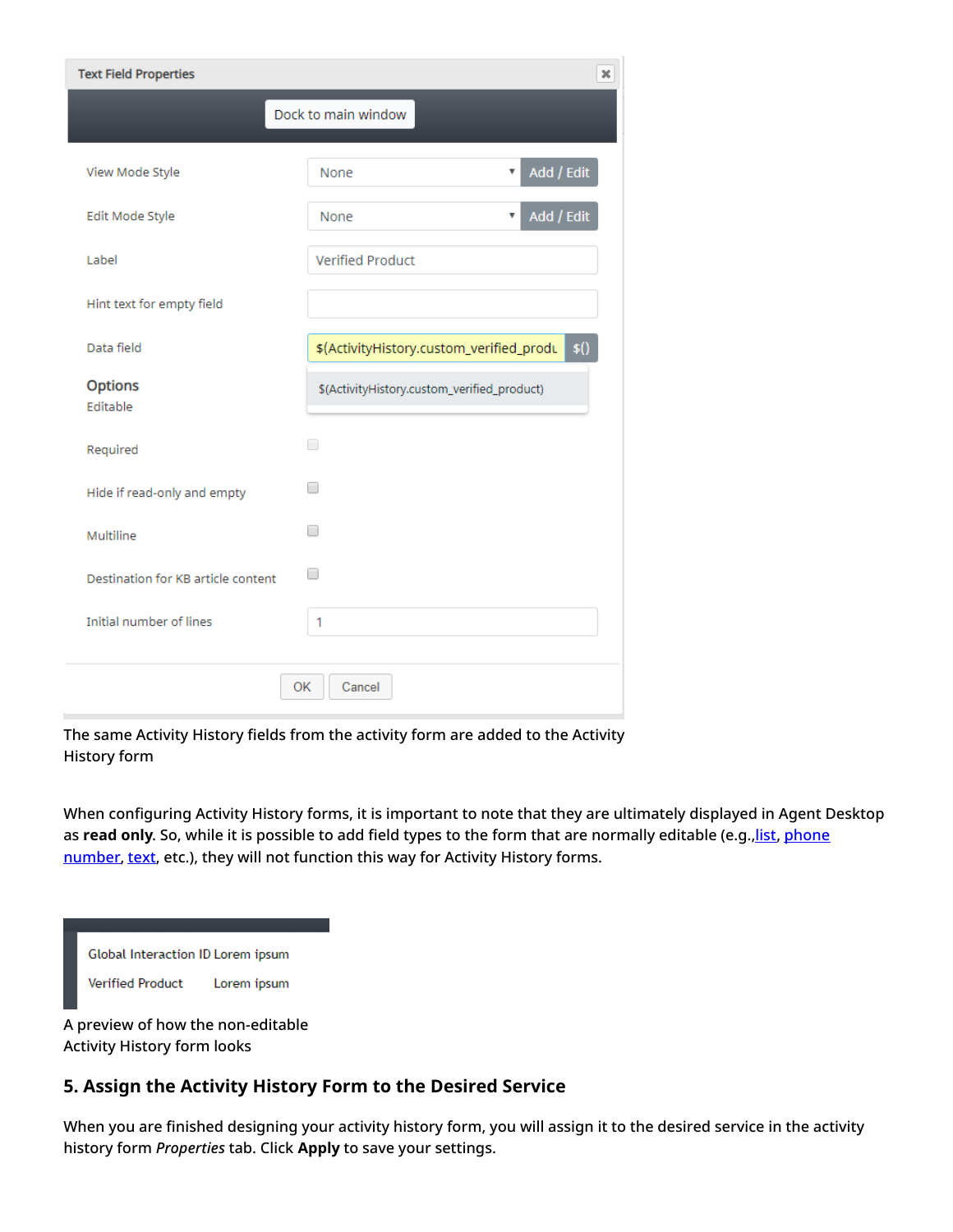The same Activity History fields from the activity form are added to the Activity History form

When configuring Activity History forms, it is important to note that they are ultimately displayed in Agent Desktop as **read only**. So, while it is possible to add field types to the form that are normally editable (e.g.,list, phone number, text, etc.), they will not function this way for Activity History forms.

A preview of how the non-editable Activity History form looks

## 5. Assign the Activity History Form to the Desired Service

When you are finished designing your activity history form, you will assign it to the desired service in the activity history form *Properties* tab. Click **Apply** to save your settings.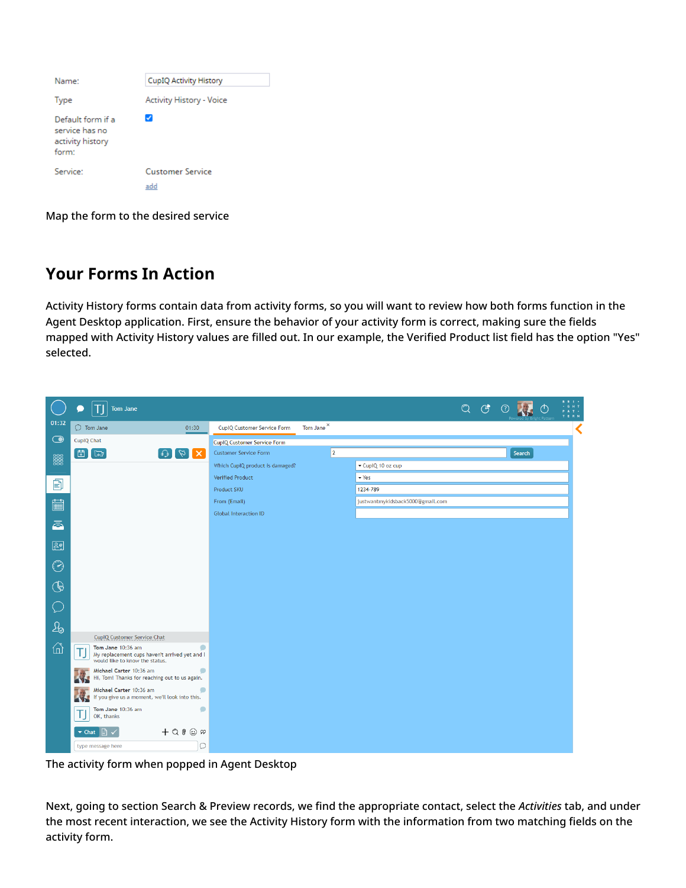| | |
|---|---|
| Name: | CupIQ Activity History |
| Type | Activity History - Voice |
| Default form if a service has no activity history form: | ☑ |
| Service: | Customer Service<br>add |

Map the form to the desired service

## Your Forms In Action

Activity History forms contain data from activity forms, so you will want to review how both forms function in the Agent Desktop application. First, ensure the behavior of your activity form is correct, making sure the fields mapped with Activity History values are filled out. In our example, the Verified Product list field has the option "Yes" selected.

The activity form when popped in Agent Desktop

Next, going to section Search & Preview records, we find the appropriate contact, select the *Activities* tab, and under the most recent interaction, we see the Activity History form with the information from two matching fields on the activity form.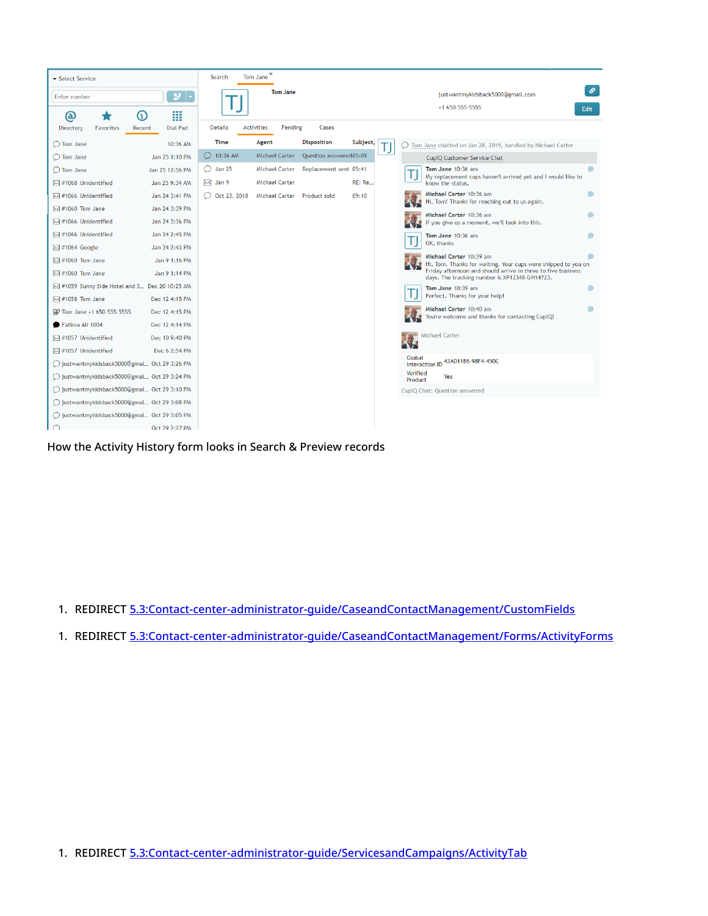How the Activity History form looks in Search & Preview records

1. REDIRECT 5.3:Contact-center-administrator-guide/CaseandContactManagement/CustomFields

1. REDIRECT 5.3:Contact-center-administrator-guide/CaseandContactManagement/Forms/ActivityForms

1. REDIRECT 5.3:Contact-center-administrator-guide/ServicesandCampaigns/ActivityTab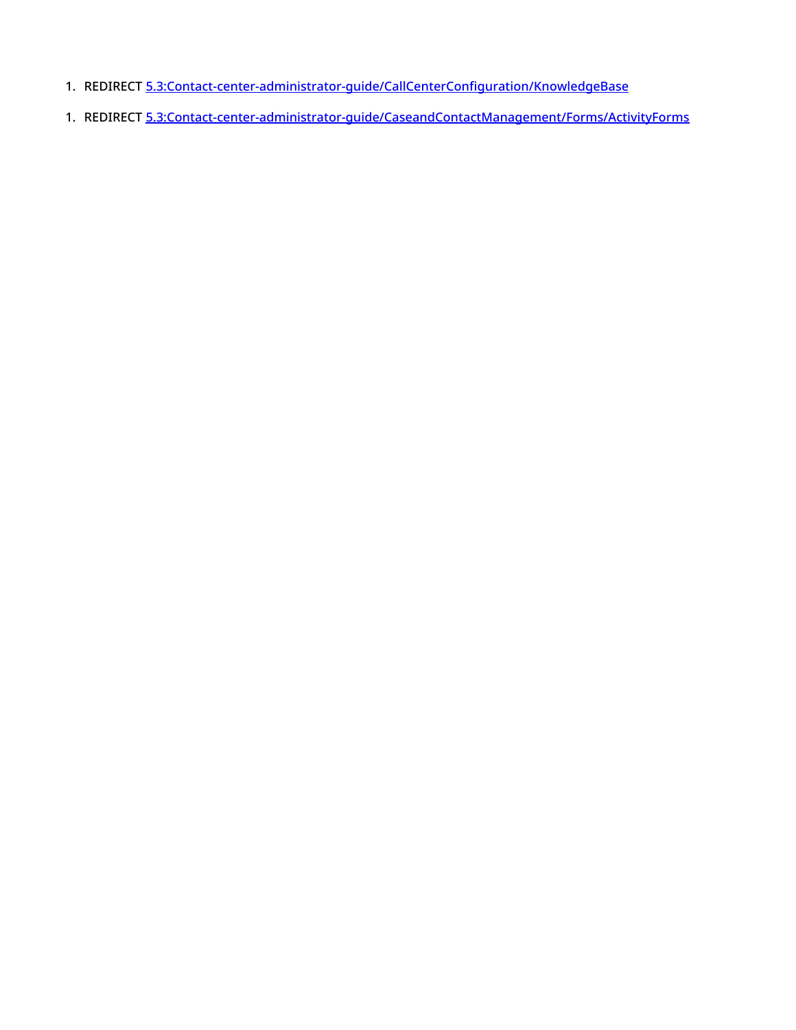1. REDIRECT [5.3:Contact-center-administrator-guide/CallCenterConfiguration/KnowledgeBase]()

1. REDIRECT [5.3:Contact-center-administrator-guide/CaseandContactManagement/Forms/ActivityForms]()